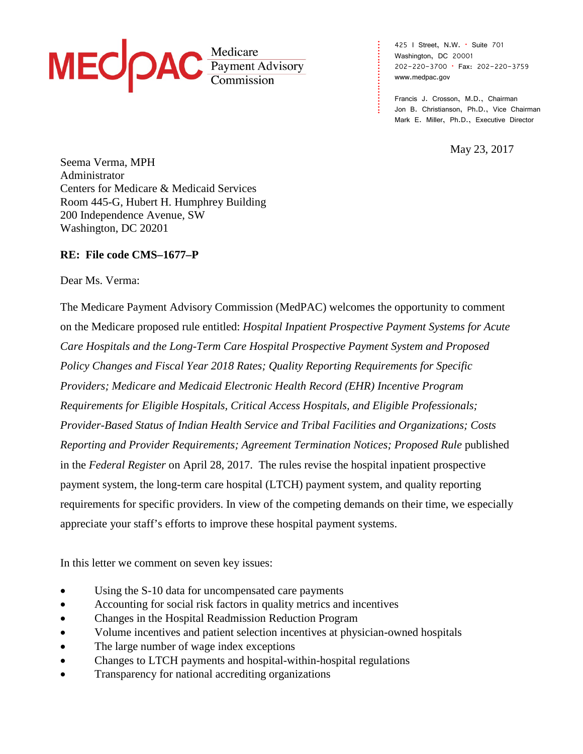MEDPAC Medicare Payment Advisory Commission

425 I Street, N.W. • Suite 701
Washington, DC 20001
202-220-3700 • Fax: 202-220-3759
www.medpac.gov

Francis J. Crosson, M.D., Chairman
Jon B. Christianson, Ph.D., Vice Chairman
Mark E. Miller, Ph.D., Executive Director

May 23, 2017

Seema Verma, MPH
Administrator
Centers for Medicare & Medicaid Services
Room 445-G, Hubert H. Humphrey Building
200 Independence Avenue, SW
Washington, DC 20201

**RE: File code CMS–1677–P**

Dear Ms. Verma:

The Medicare Payment Advisory Commission (MedPAC) welcomes the opportunity to comment on the Medicare proposed rule entitled: *Hospital Inpatient Prospective Payment Systems for Acute Care Hospitals and the Long-Term Care Hospital Prospective Payment System and Proposed Policy Changes and Fiscal Year 2018 Rates; Quality Reporting Requirements for Specific Providers; Medicare and Medicaid Electronic Health Record (EHR) Incentive Program Requirements for Eligible Hospitals, Critical Access Hospitals, and Eligible Professionals; Provider-Based Status of Indian Health Service and Tribal Facilities and Organizations; Costs Reporting and Provider Requirements; Agreement Termination Notices; Proposed Rule* published in the *Federal Register* on April 28, 2017. The rules revise the hospital inpatient prospective payment system, the long-term care hospital (LTCH) payment system, and quality reporting requirements for specific providers. In view of the competing demands on their time, we especially appreciate your staff's efforts to improve these hospital payment systems.

In this letter we comment on seven key issues:

- Using the S-10 data for uncompensated care payments
- Accounting for social risk factors in quality metrics and incentives
- Changes in the Hospital Readmission Reduction Program
- Volume incentives and patient selection incentives at physician-owned hospitals
- The large number of wage index exceptions
- Changes to LTCH payments and hospital-within-hospital regulations
- Transparency for national accrediting organizations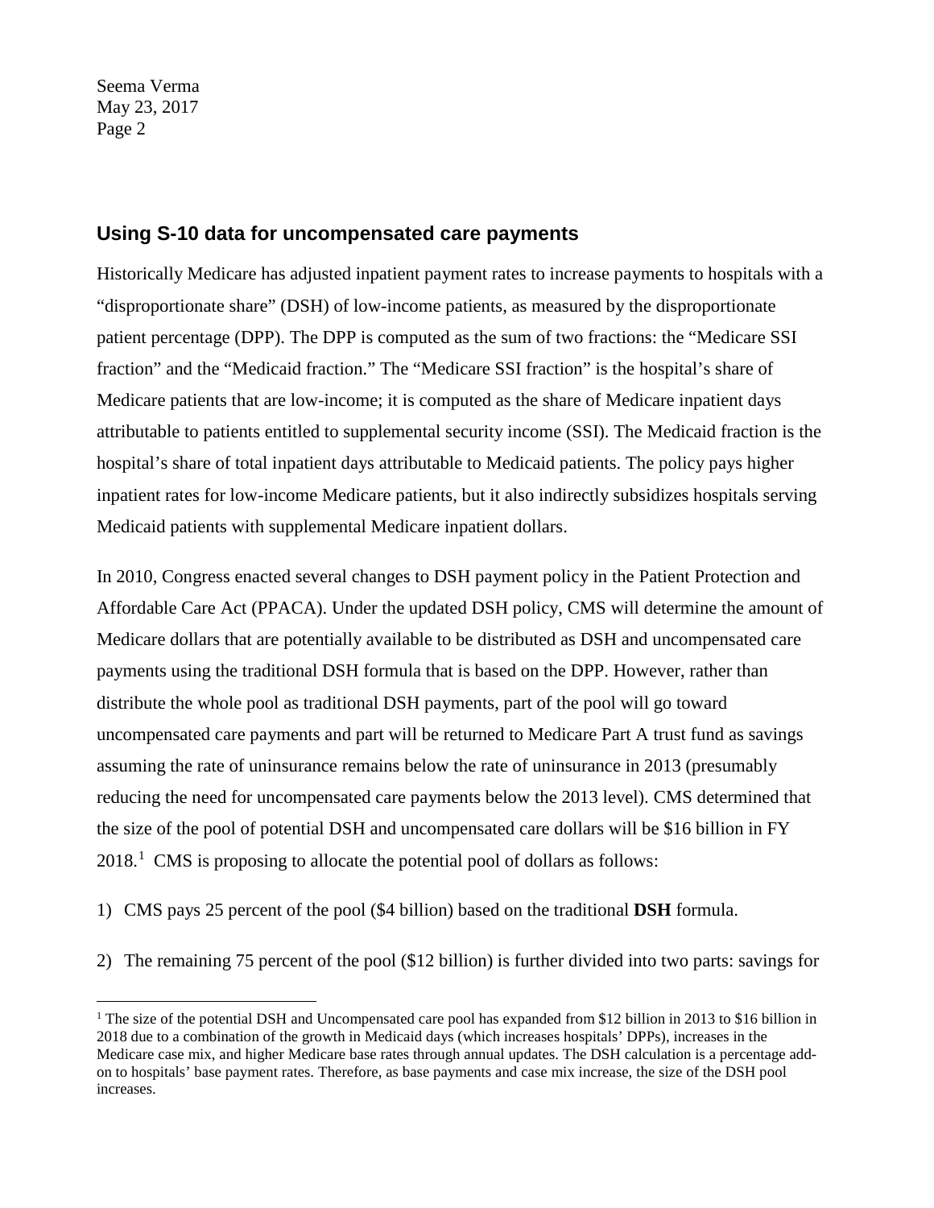## Using S-10 data for uncompensated care payments

Historically Medicare has adjusted inpatient payment rates to increase payments to hospitals with a "disproportionate share" (DSH) of low-income patients, as measured by the disproportionate patient percentage (DPP). The DPP is computed as the sum of two fractions: the "Medicare SSI fraction" and the "Medicaid fraction." The "Medicare SSI fraction" is the hospital's share of Medicare patients that are low-income; it is computed as the share of Medicare inpatient days attributable to patients entitled to supplemental security income (SSI). The Medicaid fraction is the hospital's share of total inpatient days attributable to Medicaid patients. The policy pays higher inpatient rates for low-income Medicare patients, but it also indirectly subsidizes hospitals serving Medicaid patients with supplemental Medicare inpatient dollars.

In 2010, Congress enacted several changes to DSH payment policy in the Patient Protection and Affordable Care Act (PPACA). Under the updated DSH policy, CMS will determine the amount of Medicare dollars that are potentially available to be distributed as DSH and uncompensated care payments using the traditional DSH formula that is based on the DPP. However, rather than distribute the whole pool as traditional DSH payments, part of the pool will go toward uncompensated care payments and part will be returned to Medicare Part A trust fund as savings assuming the rate of uninsurance remains below the rate of uninsurance in 2013 (presumably reducing the need for uncompensated care payments below the 2013 level). CMS determined that the size of the pool of potential DSH and uncompensated care dollars will be $16 billion in FY 2018.[1] CMS is proposing to allocate the potential pool of dollars as follows:

1) CMS pays 25 percent of the pool ($4 billion) based on the traditional **DSH** formula.

2) The remaining 75 percent of the pool ($12 billion) is further divided into two parts: savings for

[1] The size of the potential DSH and Uncompensated care pool has expanded from $12 billion in 2013 to $16 billion in 2018 due to a combination of the growth in Medicaid days (which increases hospitals' DPPs), increases in the Medicare case mix, and higher Medicare base rates through annual updates. The DSH calculation is a percentage add-on to hospitals' base payment rates. Therefore, as base payments and case mix increase, the size of the DSH pool increases.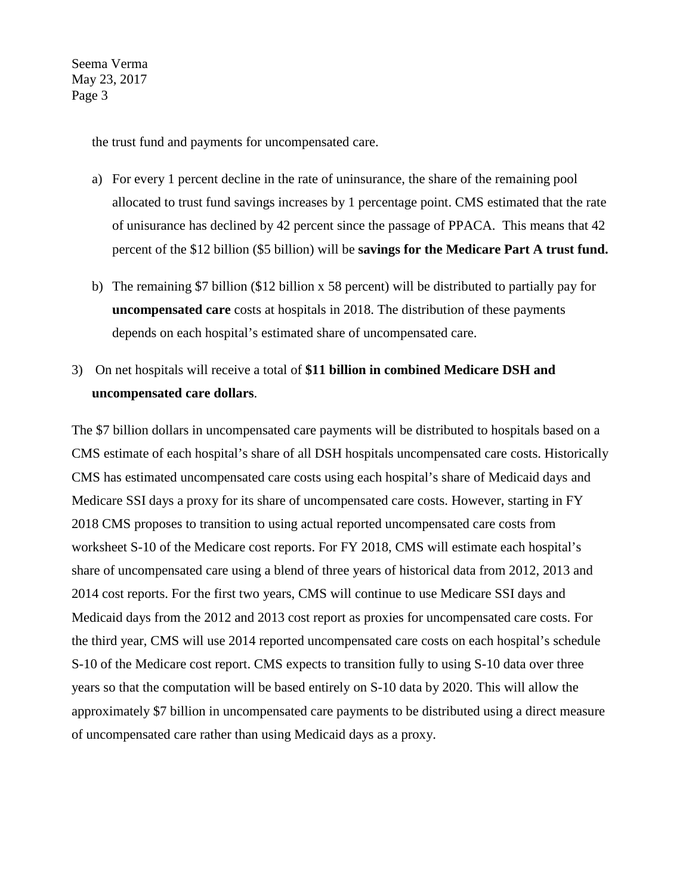the trust fund and payments for uncompensated care.

a) For every 1 percent decline in the rate of uninsurance, the share of the remaining pool allocated to trust fund savings increases by 1 percentage point. CMS estimated that the rate of unisurance has declined by 42 percent since the passage of PPACA. This means that 42 percent of the $12 billion ($5 billion) will be **savings for the Medicare Part A trust fund.**

b) The remaining $7 billion ($12 billion x 58 percent) will be distributed to partially pay for **uncompensated care** costs at hospitals in 2018. The distribution of these payments depends on each hospital's estimated share of uncompensated care.

3) On net hospitals will receive a total of **$11 billion in combined Medicare DSH and uncompensated care dollars**.

The $7 billion dollars in uncompensated care payments will be distributed to hospitals based on a CMS estimate of each hospital's share of all DSH hospitals uncompensated care costs. Historically CMS has estimated uncompensated care costs using each hospital's share of Medicaid days and Medicare SSI days a proxy for its share of uncompensated care costs. However, starting in FY 2018 CMS proposes to transition to using actual reported uncompensated care costs from worksheet S-10 of the Medicare cost reports. For FY 2018, CMS will estimate each hospital's share of uncompensated care using a blend of three years of historical data from 2012, 2013 and 2014 cost reports. For the first two years, CMS will continue to use Medicare SSI days and Medicaid days from the 2012 and 2013 cost report as proxies for uncompensated care costs. For the third year, CMS will use 2014 reported uncompensated care costs on each hospital's schedule S-10 of the Medicare cost report. CMS expects to transition fully to using S-10 data over three years so that the computation will be based entirely on S-10 data by 2020. This will allow the approximately $7 billion in uncompensated care payments to be distributed using a direct measure of uncompensated care rather than using Medicaid days as a proxy.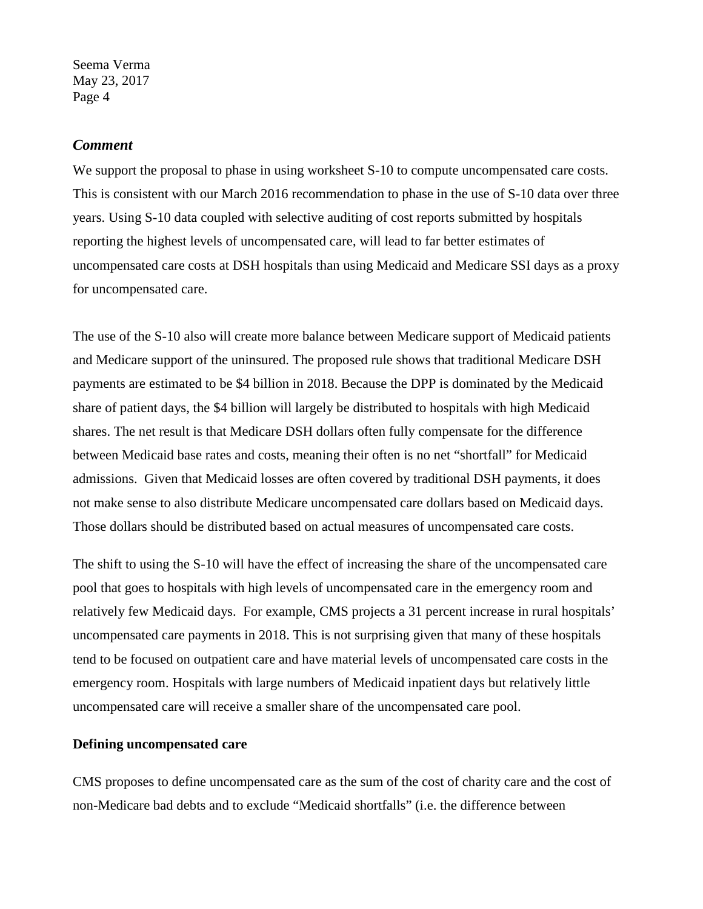### *Comment*

We support the proposal to phase in using worksheet S-10 to compute uncompensated care costs. This is consistent with our March 2016 recommendation to phase in the use of S-10 data over three years. Using S-10 data coupled with selective auditing of cost reports submitted by hospitals reporting the highest levels of uncompensated care, will lead to far better estimates of uncompensated care costs at DSH hospitals than using Medicaid and Medicare SSI days as a proxy for uncompensated care.

The use of the S-10 also will create more balance between Medicare support of Medicaid patients and Medicare support of the uninsured. The proposed rule shows that traditional Medicare DSH payments are estimated to be $4 billion in 2018. Because the DPP is dominated by the Medicaid share of patient days, the $4 billion will largely be distributed to hospitals with high Medicaid shares. The net result is that Medicare DSH dollars often fully compensate for the difference between Medicaid base rates and costs, meaning their often is no net "shortfall" for Medicaid admissions. Given that Medicaid losses are often covered by traditional DSH payments, it does not make sense to also distribute Medicare uncompensated care dollars based on Medicaid days. Those dollars should be distributed based on actual measures of uncompensated care costs.

The shift to using the S-10 will have the effect of increasing the share of the uncompensated care pool that goes to hospitals with high levels of uncompensated care in the emergency room and relatively few Medicaid days. For example, CMS projects a 31 percent increase in rural hospitals' uncompensated care payments in 2018. This is not surprising given that many of these hospitals tend to be focused on outpatient care and have material levels of uncompensated care costs in the emergency room. Hospitals with large numbers of Medicaid inpatient days but relatively little uncompensated care will receive a smaller share of the uncompensated care pool.

### **Defining uncompensated care**

CMS proposes to define uncompensated care as the sum of the cost of charity care and the cost of non-Medicare bad debts and to exclude "Medicaid shortfalls" (i.e. the difference between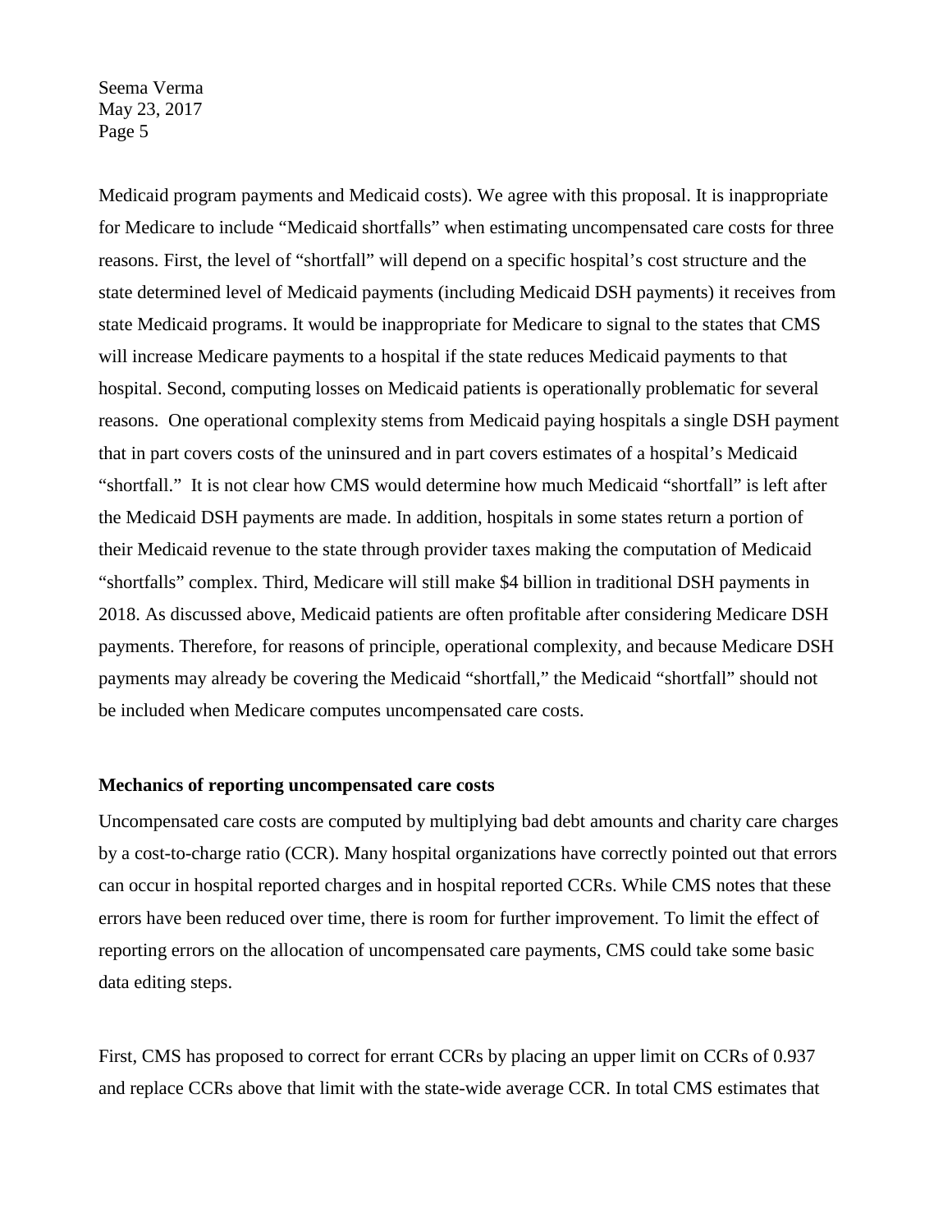Medicaid program payments and Medicaid costs). We agree with this proposal. It is inappropriate for Medicare to include "Medicaid shortfalls" when estimating uncompensated care costs for three reasons. First, the level of "shortfall" will depend on a specific hospital's cost structure and the state determined level of Medicaid payments (including Medicaid DSH payments) it receives from state Medicaid programs. It would be inappropriate for Medicare to signal to the states that CMS will increase Medicare payments to a hospital if the state reduces Medicaid payments to that hospital. Second, computing losses on Medicaid patients is operationally problematic for several reasons. One operational complexity stems from Medicaid paying hospitals a single DSH payment that in part covers costs of the uninsured and in part covers estimates of a hospital's Medicaid "shortfall." It is not clear how CMS would determine how much Medicaid "shortfall" is left after the Medicaid DSH payments are made. In addition, hospitals in some states return a portion of their Medicaid revenue to the state through provider taxes making the computation of Medicaid "shortfalls" complex. Third, Medicare will still make $4 billion in traditional DSH payments in 2018. As discussed above, Medicaid patients are often profitable after considering Medicare DSH payments. Therefore, for reasons of principle, operational complexity, and because Medicare DSH payments may already be covering the Medicaid "shortfall," the Medicaid "shortfall" should not be included when Medicare computes uncompensated care costs.

**Mechanics of reporting uncompensated care costs**

Uncompensated care costs are computed by multiplying bad debt amounts and charity care charges by a cost-to-charge ratio (CCR). Many hospital organizations have correctly pointed out that errors can occur in hospital reported charges and in hospital reported CCRs. While CMS notes that these errors have been reduced over time, there is room for further improvement. To limit the effect of reporting errors on the allocation of uncompensated care payments, CMS could take some basic data editing steps.

First, CMS has proposed to correct for errant CCRs by placing an upper limit on CCRs of 0.937 and replace CCRs above that limit with the state-wide average CCR. In total CMS estimates that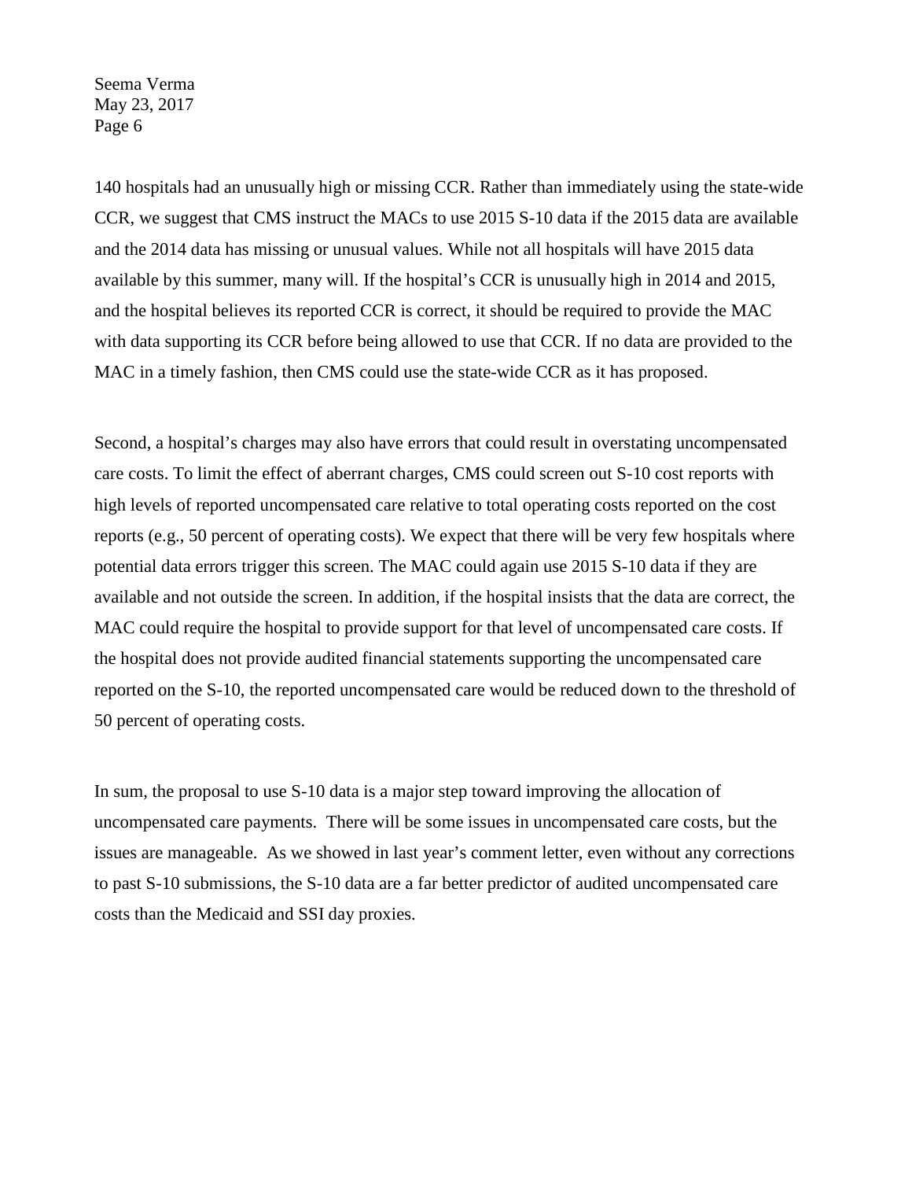140 hospitals had an unusually high or missing CCR. Rather than immediately using the state-wide CCR, we suggest that CMS instruct the MACs to use 2015 S-10 data if the 2015 data are available and the 2014 data has missing or unusual values. While not all hospitals will have 2015 data available by this summer, many will. If the hospital's CCR is unusually high in 2014 and 2015, and the hospital believes its reported CCR is correct, it should be required to provide the MAC with data supporting its CCR before being allowed to use that CCR. If no data are provided to the MAC in a timely fashion, then CMS could use the state-wide CCR as it has proposed.

Second, a hospital's charges may also have errors that could result in overstating uncompensated care costs. To limit the effect of aberrant charges, CMS could screen out S-10 cost reports with high levels of reported uncompensated care relative to total operating costs reported on the cost reports (e.g., 50 percent of operating costs). We expect that there will be very few hospitals where potential data errors trigger this screen. The MAC could again use 2015 S-10 data if they are available and not outside the screen. In addition, if the hospital insists that the data are correct, the MAC could require the hospital to provide support for that level of uncompensated care costs. If the hospital does not provide audited financial statements supporting the uncompensated care reported on the S-10, the reported uncompensated care would be reduced down to the threshold of 50 percent of operating costs.

In sum, the proposal to use S-10 data is a major step toward improving the allocation of uncompensated care payments. There will be some issues in uncompensated care costs, but the issues are manageable. As we showed in last year's comment letter, even without any corrections to past S-10 submissions, the S-10 data are a far better predictor of audited uncompensated care costs than the Medicaid and SSI day proxies.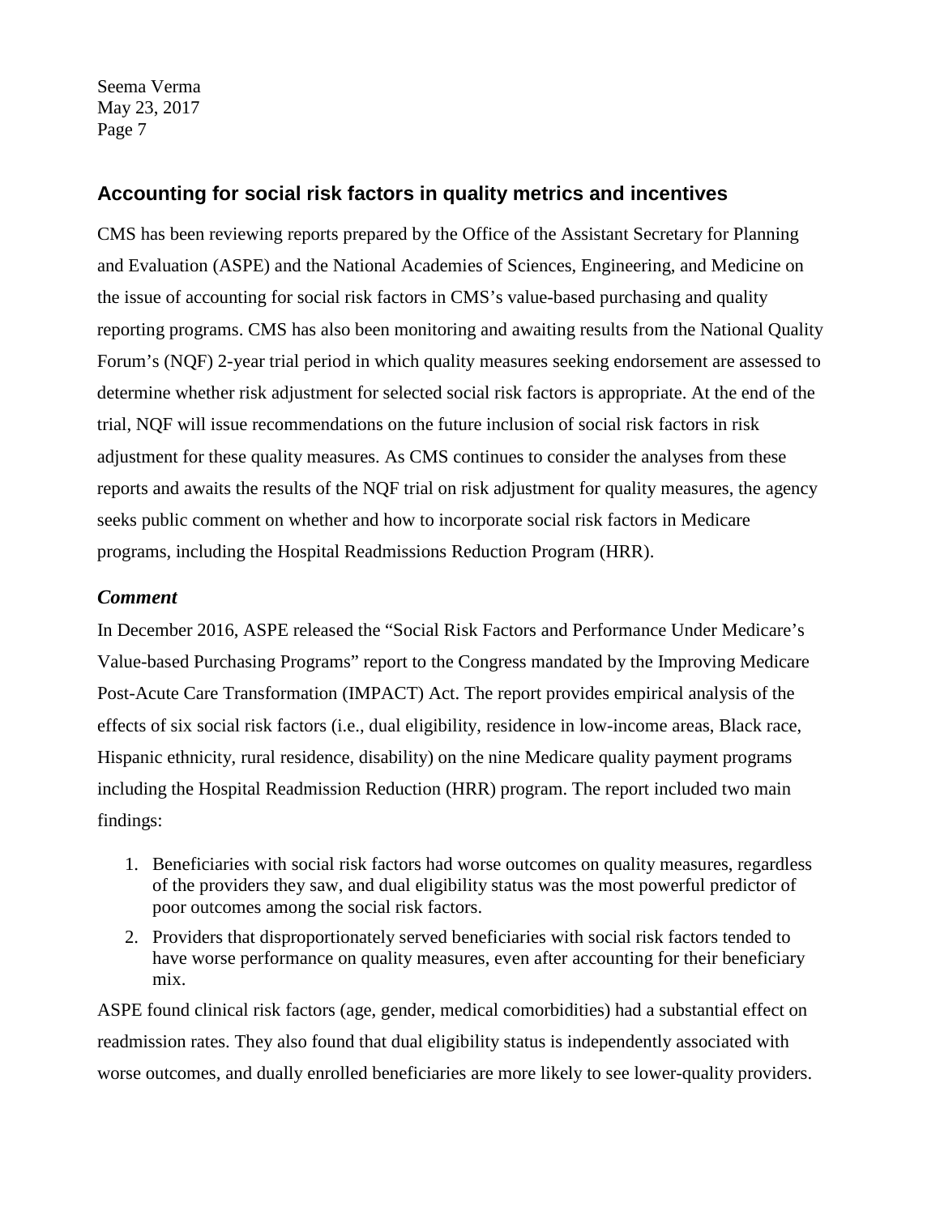## Accounting for social risk factors in quality metrics and incentives

CMS has been reviewing reports prepared by the Office of the Assistant Secretary for Planning and Evaluation (ASPE) and the National Academies of Sciences, Engineering, and Medicine on the issue of accounting for social risk factors in CMS's value-based purchasing and quality reporting programs. CMS has also been monitoring and awaiting results from the National Quality Forum's (NQF) 2-year trial period in which quality measures seeking endorsement are assessed to determine whether risk adjustment for selected social risk factors is appropriate. At the end of the trial, NQF will issue recommendations on the future inclusion of social risk factors in risk adjustment for these quality measures. As CMS continues to consider the analyses from these reports and awaits the results of the NQF trial on risk adjustment for quality measures, the agency seeks public comment on whether and how to incorporate social risk factors in Medicare programs, including the Hospital Readmissions Reduction Program (HRR).

### *Comment*

In December 2016, ASPE released the "Social Risk Factors and Performance Under Medicare's Value-based Purchasing Programs" report to the Congress mandated by the Improving Medicare Post-Acute Care Transformation (IMPACT) Act. The report provides empirical analysis of the effects of six social risk factors (i.e., dual eligibility, residence in low-income areas, Black race, Hispanic ethnicity, rural residence, disability) on the nine Medicare quality payment programs including the Hospital Readmission Reduction (HRR) program. The report included two main findings:

1. Beneficiaries with social risk factors had worse outcomes on quality measures, regardless of the providers they saw, and dual eligibility status was the most powerful predictor of poor outcomes among the social risk factors.
2. Providers that disproportionately served beneficiaries with social risk factors tended to have worse performance on quality measures, even after accounting for their beneficiary mix.

ASPE found clinical risk factors (age, gender, medical comorbidities) had a substantial effect on readmission rates. They also found that dual eligibility status is independently associated with worse outcomes, and dually enrolled beneficiaries are more likely to see lower-quality providers.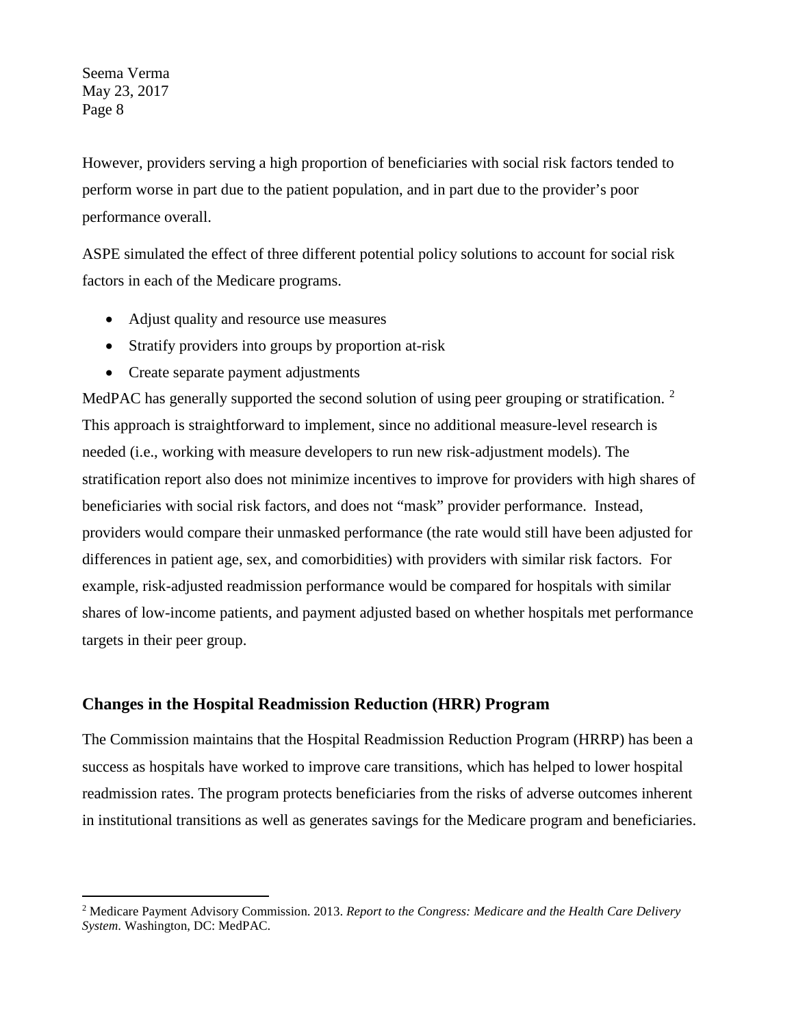However, providers serving a high proportion of beneficiaries with social risk factors tended to perform worse in part due to the patient population, and in part due to the provider's poor performance overall.

ASPE simulated the effect of three different potential policy solutions to account for social risk factors in each of the Medicare programs.

- Adjust quality and resource use measures
- Stratify providers into groups by proportion at-risk
- Create separate payment adjustments

MedPAC has generally supported the second solution of using peer grouping or stratification. [2] This approach is straightforward to implement, since no additional measure-level research is needed (i.e., working with measure developers to run new risk-adjustment models). The stratification report also does not minimize incentives to improve for providers with high shares of beneficiaries with social risk factors, and does not "mask" provider performance. Instead, providers would compare their unmasked performance (the rate would still have been adjusted for differences in patient age, sex, and comorbidities) with providers with similar risk factors. For example, risk-adjusted readmission performance would be compared for hospitals with similar shares of low-income patients, and payment adjusted based on whether hospitals met performance targets in their peer group.

## Changes in the Hospital Readmission Reduction (HRR) Program

The Commission maintains that the Hospital Readmission Reduction Program (HRRP) has been a success as hospitals have worked to improve care transitions, which has helped to lower hospital readmission rates. The program protects beneficiaries from the risks of adverse outcomes inherent in institutional transitions as well as generates savings for the Medicare program and beneficiaries.

[2] Medicare Payment Advisory Commission. 2013. *Report to the Congress: Medicare and the Health Care Delivery System*. Washington, DC: MedPAC.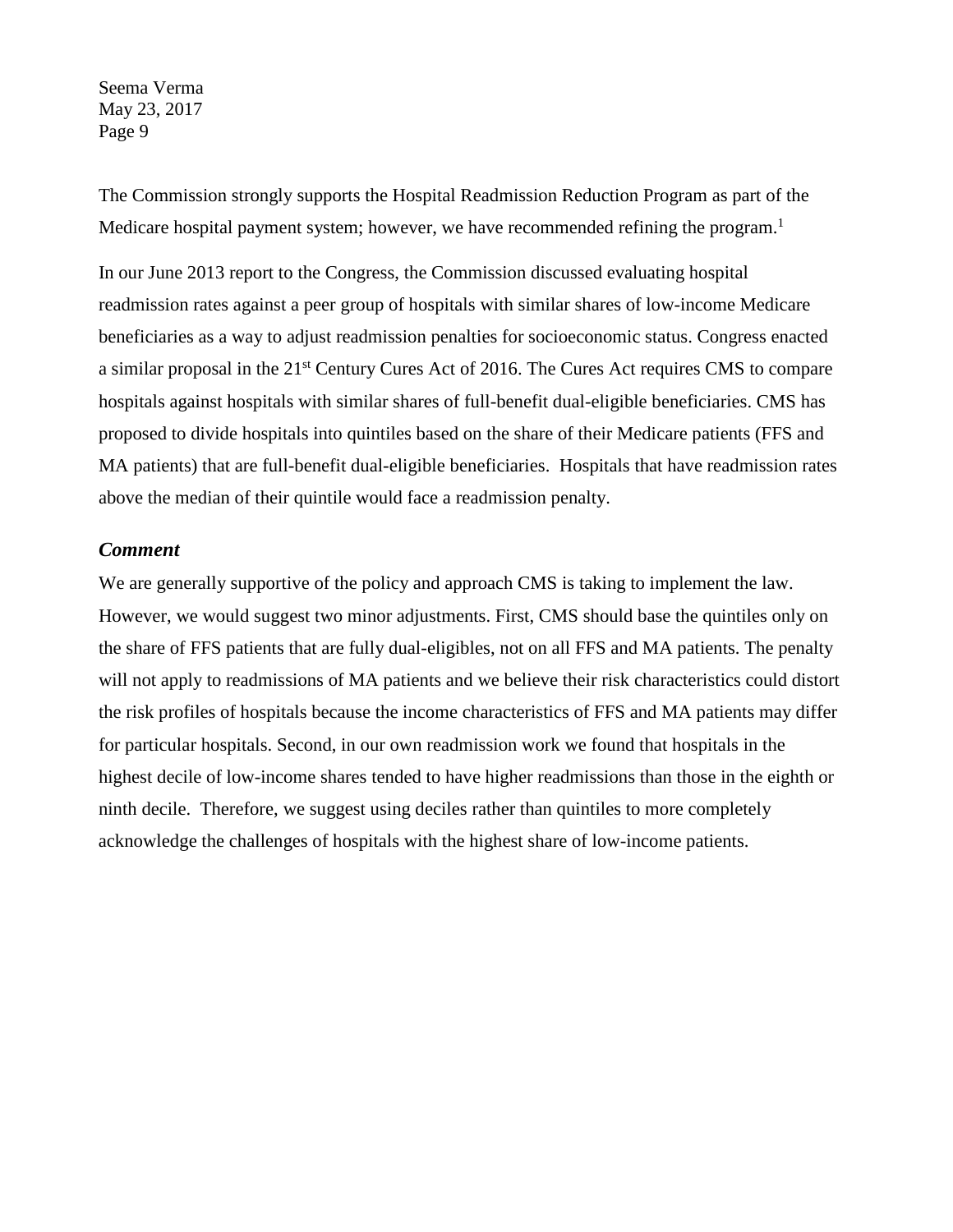The Commission strongly supports the Hospital Readmission Reduction Program as part of the Medicare hospital payment system; however, we have recommended refining the program.[1]

In our June 2013 report to the Congress, the Commission discussed evaluating hospital readmission rates against a peer group of hospitals with similar shares of low-income Medicare beneficiaries as a way to adjust readmission penalties for socioeconomic status. Congress enacted a similar proposal in the 21st Century Cures Act of 2016. The Cures Act requires CMS to compare hospitals against hospitals with similar shares of full-benefit dual-eligible beneficiaries. CMS has proposed to divide hospitals into quintiles based on the share of their Medicare patients (FFS and MA patients) that are full-benefit dual-eligible beneficiaries. Hospitals that have readmission rates above the median of their quintile would face a readmission penalty.

### *Comment*

We are generally supportive of the policy and approach CMS is taking to implement the law. However, we would suggest two minor adjustments. First, CMS should base the quintiles only on the share of FFS patients that are fully dual-eligibles, not on all FFS and MA patients. The penalty will not apply to readmissions of MA patients and we believe their risk characteristics could distort the risk profiles of hospitals because the income characteristics of FFS and MA patients may differ for particular hospitals. Second, in our own readmission work we found that hospitals in the highest decile of low-income shares tended to have higher readmissions than those in the eighth or ninth decile. Therefore, we suggest using deciles rather than quintiles to more completely acknowledge the challenges of hospitals with the highest share of low-income patients.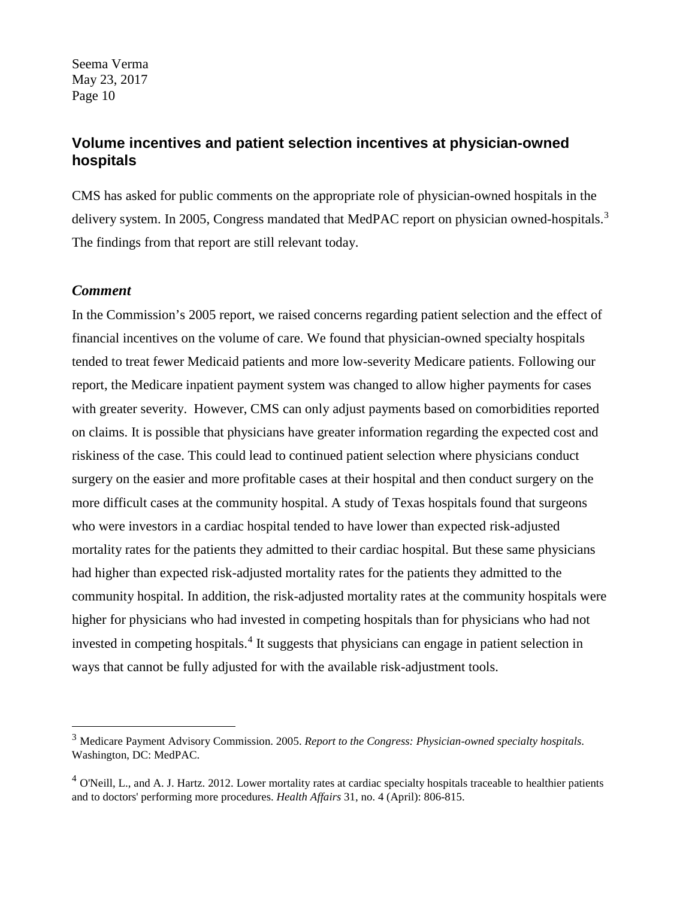## Volume incentives and patient selection incentives at physician-owned hospitals

CMS has asked for public comments on the appropriate role of physician-owned hospitals in the delivery system. In 2005, Congress mandated that MedPAC report on physician owned-hospitals.[3] The findings from that report are still relevant today.

### *Comment*

In the Commission's 2005 report, we raised concerns regarding patient selection and the effect of financial incentives on the volume of care. We found that physician-owned specialty hospitals tended to treat fewer Medicaid patients and more low-severity Medicare patients. Following our report, the Medicare inpatient payment system was changed to allow higher payments for cases with greater severity. However, CMS can only adjust payments based on comorbidities reported on claims. It is possible that physicians have greater information regarding the expected cost and riskiness of the case. This could lead to continued patient selection where physicians conduct surgery on the easier and more profitable cases at their hospital and then conduct surgery on the more difficult cases at the community hospital. A study of Texas hospitals found that surgeons who were investors in a cardiac hospital tended to have lower than expected risk-adjusted mortality rates for the patients they admitted to their cardiac hospital. But these same physicians had higher than expected risk-adjusted mortality rates for the patients they admitted to the community hospital. In addition, the risk-adjusted mortality rates at the community hospitals were higher for physicians who had invested in competing hospitals than for physicians who had not invested in competing hospitals.[4] It suggests that physicians can engage in patient selection in ways that cannot be fully adjusted for with the available risk-adjustment tools.

---

[3] Medicare Payment Advisory Commission. 2005. *Report to the Congress: Physician-owned specialty hospitals*. Washington, DC: MedPAC.

[4] O'Neill, L., and A. J. Hartz. 2012. Lower mortality rates at cardiac specialty hospitals traceable to healthier patients and to doctors' performing more procedures. *Health Affairs* 31, no. 4 (April): 806-815.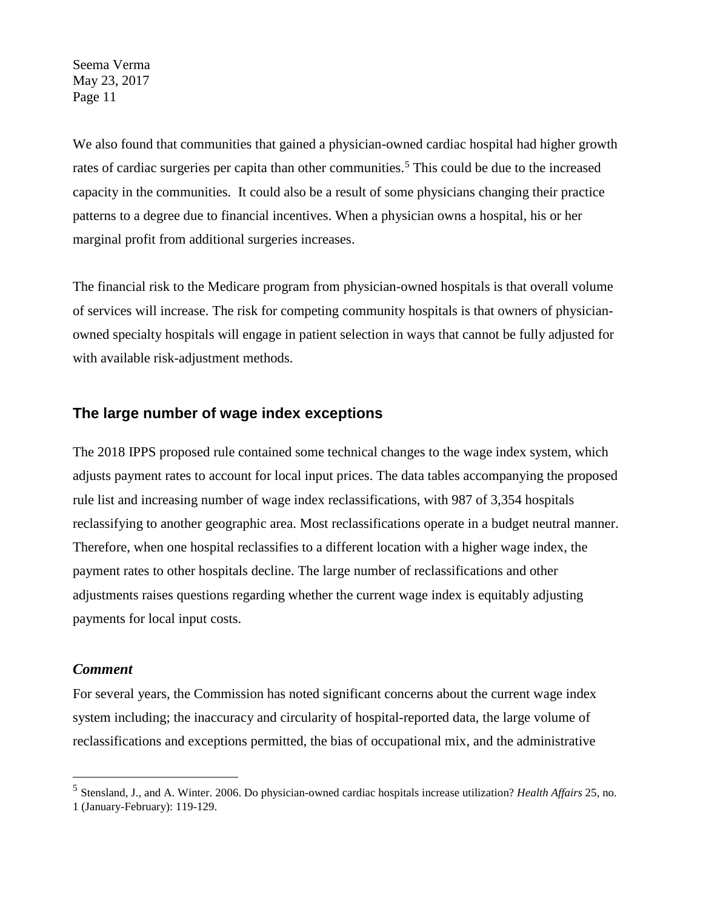We also found that communities that gained a physician-owned cardiac hospital had higher growth rates of cardiac surgeries per capita than other communities.[5] This could be due to the increased capacity in the communities. It could also be a result of some physicians changing their practice patterns to a degree due to financial incentives. When a physician owns a hospital, his or her marginal profit from additional surgeries increases.

The financial risk to the Medicare program from physician-owned hospitals is that overall volume of services will increase. The risk for competing community hospitals is that owners of physician-owned specialty hospitals will engage in patient selection in ways that cannot be fully adjusted for with available risk-adjustment methods.

## The large number of wage index exceptions

The 2018 IPPS proposed rule contained some technical changes to the wage index system, which adjusts payment rates to account for local input prices. The data tables accompanying the proposed rule list and increasing number of wage index reclassifications, with 987 of 3,354 hospitals reclassifying to another geographic area. Most reclassifications operate in a budget neutral manner. Therefore, when one hospital reclassifies to a different location with a higher wage index, the payment rates to other hospitals decline. The large number of reclassifications and other adjustments raises questions regarding whether the current wage index is equitably adjusting payments for local input costs.

### *Comment*

For several years, the Commission has noted significant concerns about the current wage index system including; the inaccuracy and circularity of hospital-reported data, the large volume of reclassifications and exceptions permitted, the bias of occupational mix, and the administrative

[5] Stensland, J., and A. Winter. 2006. Do physician-owned cardiac hospitals increase utilization? *Health Affairs* 25, no. 1 (January-February): 119-129.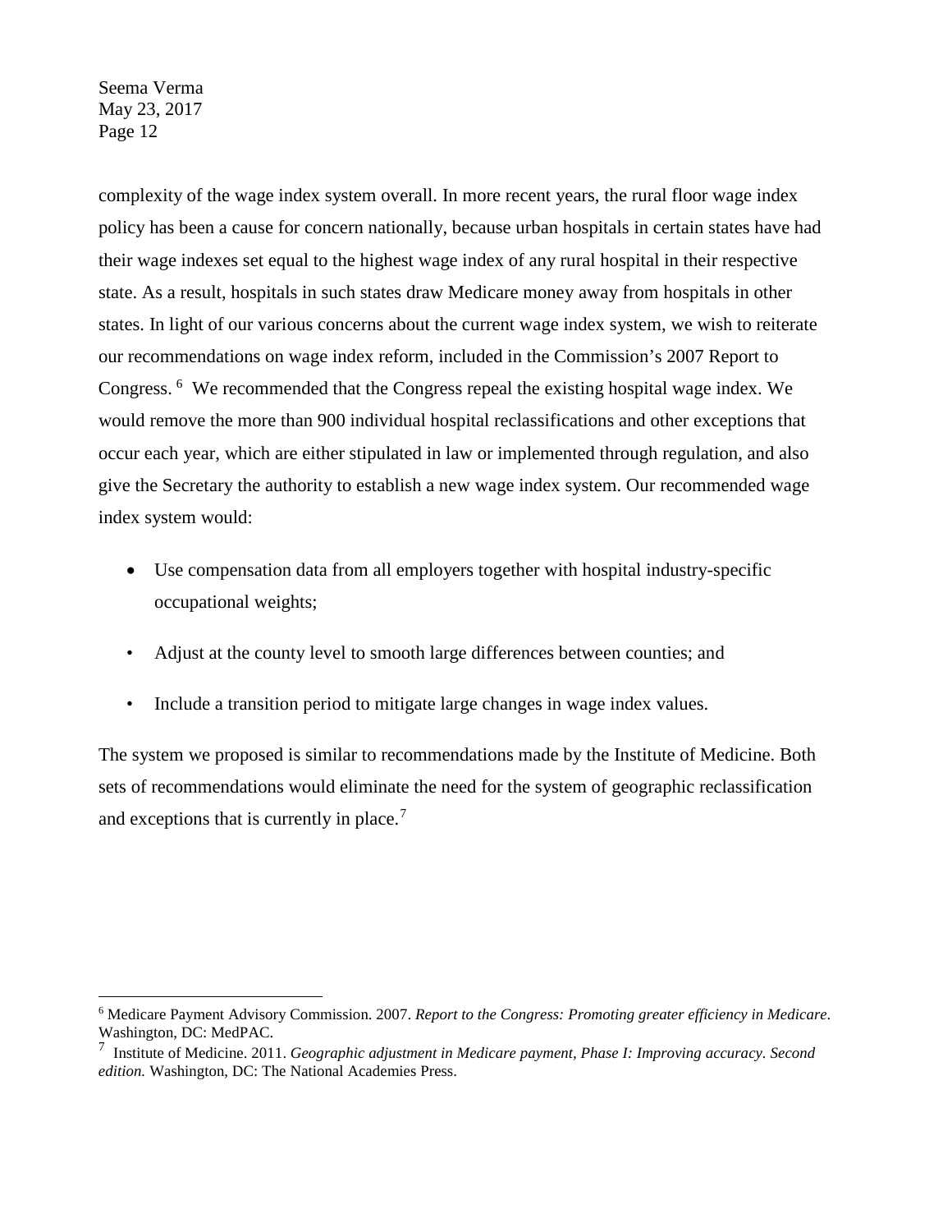complexity of the wage index system overall. In more recent years, the rural floor wage index policy has been a cause for concern nationally, because urban hospitals in certain states have had their wage indexes set equal to the highest wage index of any rural hospital in their respective state. As a result, hospitals in such states draw Medicare money away from hospitals in other states. In light of our various concerns about the current wage index system, we wish to reiterate our recommendations on wage index reform, included in the Commission's 2007 Report to Congress.[6] We recommended that the Congress repeal the existing hospital wage index. We would remove the more than 900 individual hospital reclassifications and other exceptions that occur each year, which are either stipulated in law or implemented through regulation, and also give the Secretary the authority to establish a new wage index system. Our recommended wage index system would:

- Use compensation data from all employers together with hospital industry-specific occupational weights;
- Adjust at the county level to smooth large differences between counties; and
- Include a transition period to mitigate large changes in wage index values.

The system we proposed is similar to recommendations made by the Institute of Medicine. Both sets of recommendations would eliminate the need for the system of geographic reclassification and exceptions that is currently in place.[7]

---

[6] Medicare Payment Advisory Commission. 2007. *Report to the Congress: Promoting greater efficiency in Medicare*. Washington, DC: MedPAC.

[7] Institute of Medicine. 2011. *Geographic adjustment in Medicare payment, Phase I: Improving accuracy. Second edition.* Washington, DC: The National Academies Press.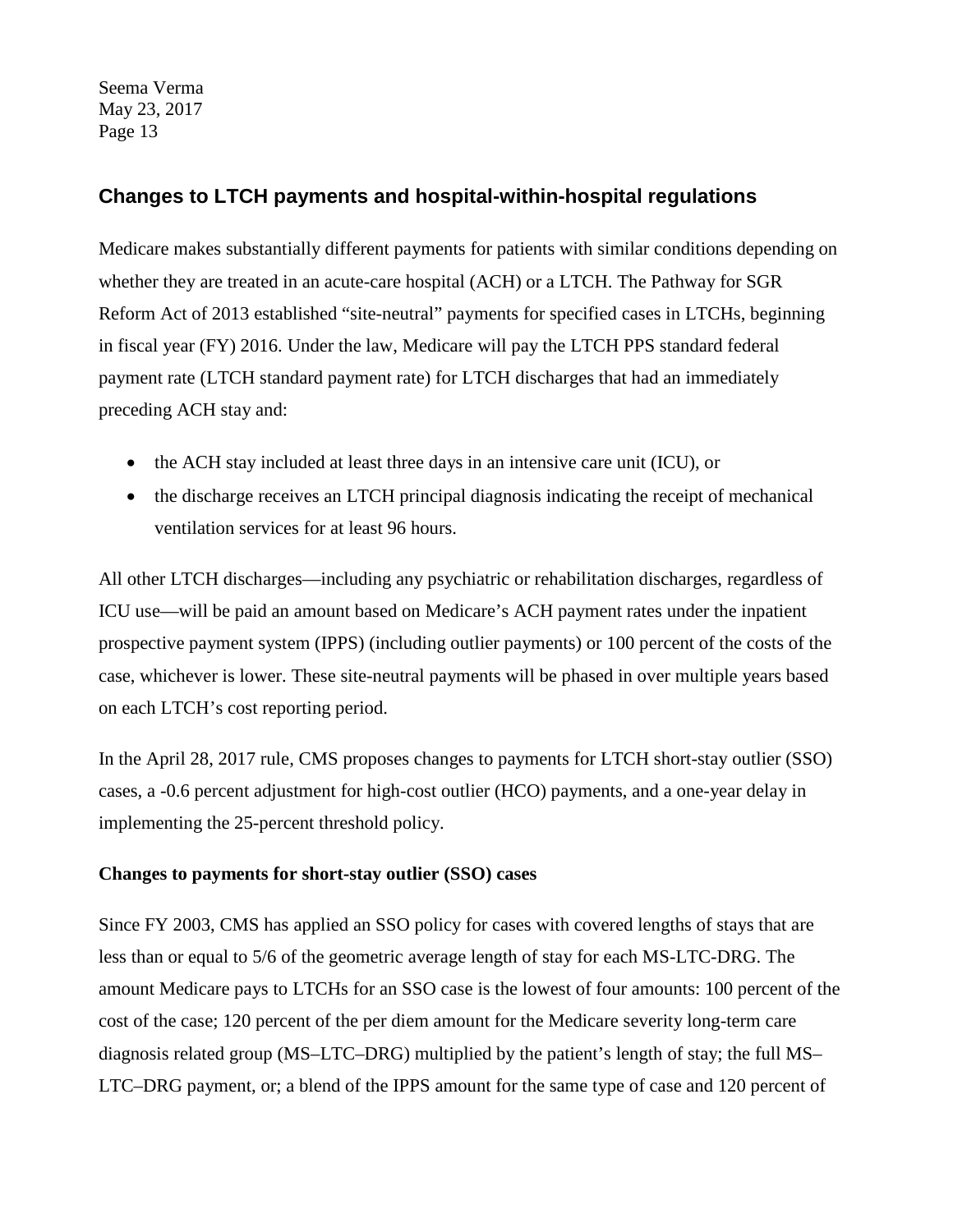## Changes to LTCH payments and hospital-within-hospital regulations

Medicare makes substantially different payments for patients with similar conditions depending on whether they are treated in an acute-care hospital (ACH) or a LTCH. The Pathway for SGR Reform Act of 2013 established "site-neutral" payments for specified cases in LTCHs, beginning in fiscal year (FY) 2016. Under the law, Medicare will pay the LTCH PPS standard federal payment rate (LTCH standard payment rate) for LTCH discharges that had an immediately preceding ACH stay and:

- the ACH stay included at least three days in an intensive care unit (ICU), or
- the discharge receives an LTCH principal diagnosis indicating the receipt of mechanical ventilation services for at least 96 hours.

All other LTCH discharges—including any psychiatric or rehabilitation discharges, regardless of ICU use—will be paid an amount based on Medicare's ACH payment rates under the inpatient prospective payment system (IPPS) (including outlier payments) or 100 percent of the costs of the case, whichever is lower. These site-neutral payments will be phased in over multiple years based on each LTCH's cost reporting period.

In the April 28, 2017 rule, CMS proposes changes to payments for LTCH short-stay outlier (SSO) cases, a -0.6 percent adjustment for high-cost outlier (HCO) payments, and a one-year delay in implementing the 25-percent threshold policy.

**Changes to payments for short-stay outlier (SSO) cases**

Since FY 2003, CMS has applied an SSO policy for cases with covered lengths of stays that are less than or equal to 5/6 of the geometric average length of stay for each MS-LTC-DRG. The amount Medicare pays to LTCHs for an SSO case is the lowest of four amounts: 100 percent of the cost of the case; 120 percent of the per diem amount for the Medicare severity long-term care diagnosis related group (MS–LTC–DRG) multiplied by the patient's length of stay; the full MS–LTC–DRG payment, or; a blend of the IPPS amount for the same type of case and 120 percent of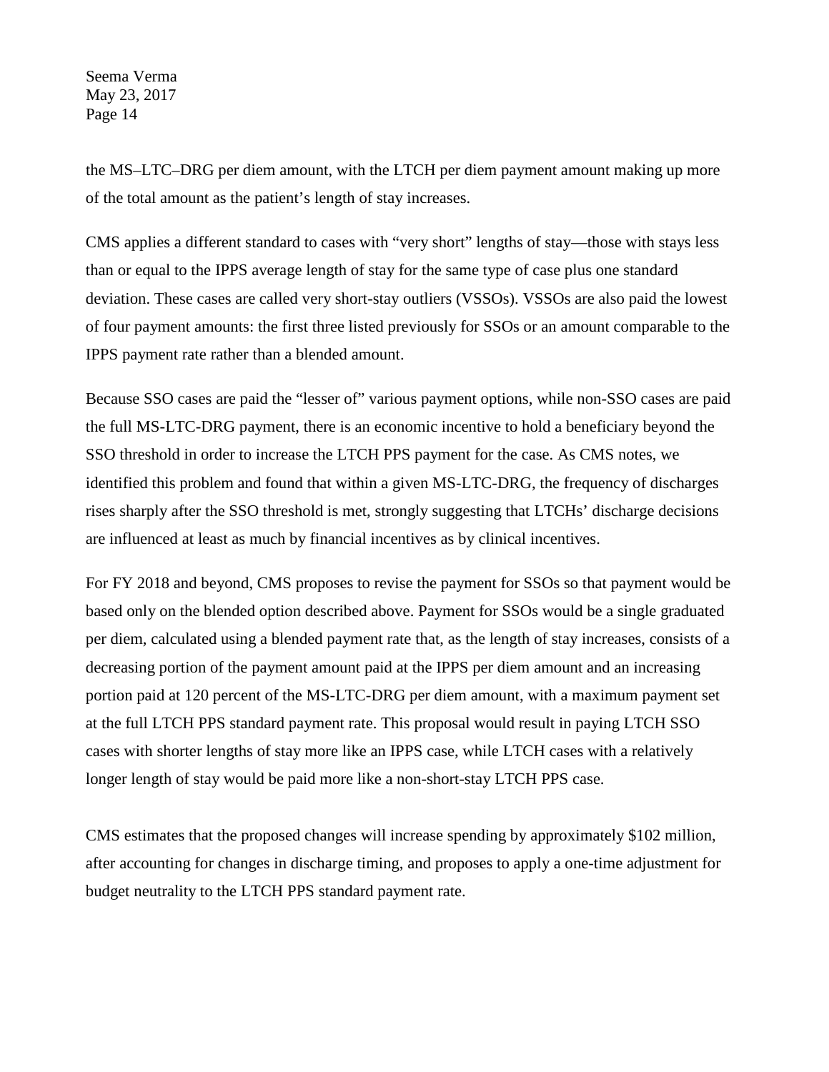the MS–LTC–DRG per diem amount, with the LTCH per diem payment amount making up more of the total amount as the patient's length of stay increases.

CMS applies a different standard to cases with "very short" lengths of stay—those with stays less than or equal to the IPPS average length of stay for the same type of case plus one standard deviation. These cases are called very short-stay outliers (VSSOs). VSSOs are also paid the lowest of four payment amounts: the first three listed previously for SSOs or an amount comparable to the IPPS payment rate rather than a blended amount.

Because SSO cases are paid the "lesser of" various payment options, while non-SSO cases are paid the full MS-LTC-DRG payment, there is an economic incentive to hold a beneficiary beyond the SSO threshold in order to increase the LTCH PPS payment for the case. As CMS notes, we identified this problem and found that within a given MS-LTC-DRG, the frequency of discharges rises sharply after the SSO threshold is met, strongly suggesting that LTCHs' discharge decisions are influenced at least as much by financial incentives as by clinical incentives.

For FY 2018 and beyond, CMS proposes to revise the payment for SSOs so that payment would be based only on the blended option described above. Payment for SSOs would be a single graduated per diem, calculated using a blended payment rate that, as the length of stay increases, consists of a decreasing portion of the payment amount paid at the IPPS per diem amount and an increasing portion paid at 120 percent of the MS-LTC-DRG per diem amount, with a maximum payment set at the full LTCH PPS standard payment rate. This proposal would result in paying LTCH SSO cases with shorter lengths of stay more like an IPPS case, while LTCH cases with a relatively longer length of stay would be paid more like a non-short-stay LTCH PPS case.

CMS estimates that the proposed changes will increase spending by approximately $102 million, after accounting for changes in discharge timing, and proposes to apply a one-time adjustment for budget neutrality to the LTCH PPS standard payment rate.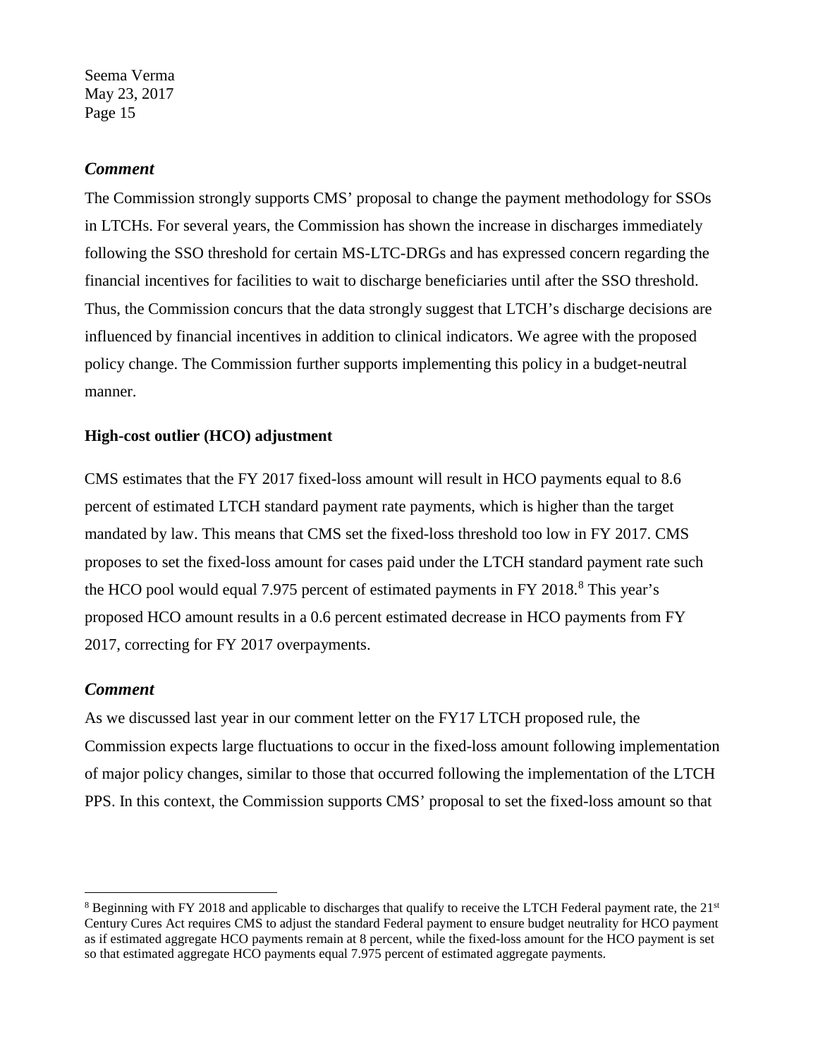### *Comment*

The Commission strongly supports CMS' proposal to change the payment methodology for SSOs in LTCHs. For several years, the Commission has shown the increase in discharges immediately following the SSO threshold for certain MS-LTC-DRGs and has expressed concern regarding the financial incentives for facilities to wait to discharge beneficiaries until after the SSO threshold. Thus, the Commission concurs that the data strongly suggest that LTCH's discharge decisions are influenced by financial incentives in addition to clinical indicators. We agree with the proposed policy change. The Commission further supports implementing this policy in a budget-neutral manner.

**High-cost outlier (HCO) adjustment**

CMS estimates that the FY 2017 fixed-loss amount will result in HCO payments equal to 8.6 percent of estimated LTCH standard payment rate payments, which is higher than the target mandated by law. This means that CMS set the fixed-loss threshold too low in FY 2017. CMS proposes to set the fixed-loss amount for cases paid under the LTCH standard payment rate such the HCO pool would equal 7.975 percent of estimated payments in FY 2018.[8] This year's proposed HCO amount results in a 0.6 percent estimated decrease in HCO payments from FY 2017, correcting for FY 2017 overpayments.

### *Comment*

As we discussed last year in our comment letter on the FY17 LTCH proposed rule, the Commission expects large fluctuations to occur in the fixed-loss amount following implementation of major policy changes, similar to those that occurred following the implementation of the LTCH PPS. In this context, the Commission supports CMS' proposal to set the fixed-loss amount so that

---

[8] Beginning with FY 2018 and applicable to discharges that qualify to receive the LTCH Federal payment rate, the 21st Century Cures Act requires CMS to adjust the standard Federal payment to ensure budget neutrality for HCO payment as if estimated aggregate HCO payments remain at 8 percent, while the fixed-loss amount for the HCO payment is set so that estimated aggregate HCO payments equal 7.975 percent of estimated aggregate payments.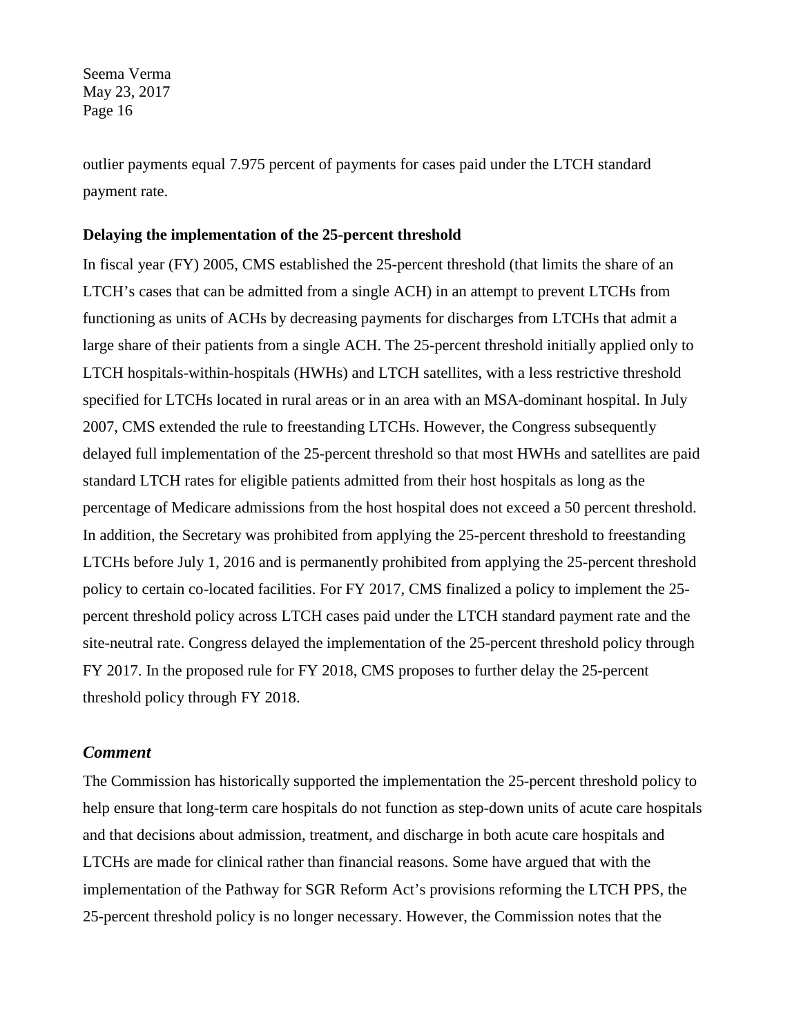outlier payments equal 7.975 percent of payments for cases paid under the LTCH standard payment rate.

**Delaying the implementation of the 25-percent threshold**

In fiscal year (FY) 2005, CMS established the 25-percent threshold (that limits the share of an LTCH's cases that can be admitted from a single ACH) in an attempt to prevent LTCHs from functioning as units of ACHs by decreasing payments for discharges from LTCHs that admit a large share of their patients from a single ACH. The 25-percent threshold initially applied only to LTCH hospitals-within-hospitals (HWHs) and LTCH satellites, with a less restrictive threshold specified for LTCHs located in rural areas or in an area with an MSA-dominant hospital. In July 2007, CMS extended the rule to freestanding LTCHs. However, the Congress subsequently delayed full implementation of the 25-percent threshold so that most HWHs and satellites are paid standard LTCH rates for eligible patients admitted from their host hospitals as long as the percentage of Medicare admissions from the host hospital does not exceed a 50 percent threshold. In addition, the Secretary was prohibited from applying the 25-percent threshold to freestanding LTCHs before July 1, 2016 and is permanently prohibited from applying the 25-percent threshold policy to certain co-located facilities. For FY 2017, CMS finalized a policy to implement the 25-percent threshold policy across LTCH cases paid under the LTCH standard payment rate and the site-neutral rate. Congress delayed the implementation of the 25-percent threshold policy through FY 2017. In the proposed rule for FY 2018, CMS proposes to further delay the 25-percent threshold policy through FY 2018.

### *Comment*

The Commission has historically supported the implementation the 25-percent threshold policy to help ensure that long-term care hospitals do not function as step-down units of acute care hospitals and that decisions about admission, treatment, and discharge in both acute care hospitals and LTCHs are made for clinical rather than financial reasons. Some have argued that with the implementation of the Pathway for SGR Reform Act's provisions reforming the LTCH PPS, the 25-percent threshold policy is no longer necessary. However, the Commission notes that the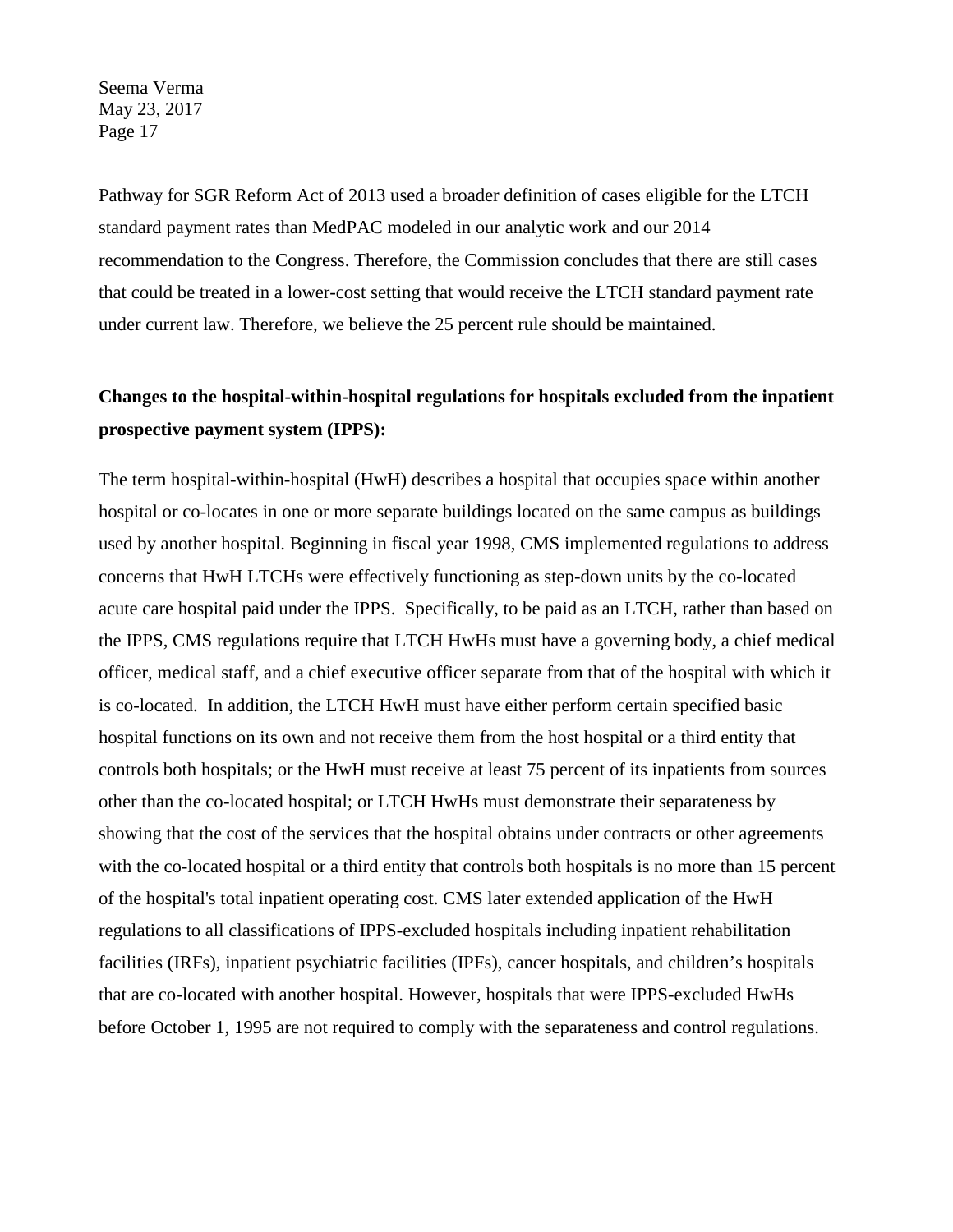Pathway for SGR Reform Act of 2013 used a broader definition of cases eligible for the LTCH standard payment rates than MedPAC modeled in our analytic work and our 2014 recommendation to the Congress. Therefore, the Commission concludes that there are still cases that could be treated in a lower-cost setting that would receive the LTCH standard payment rate under current law. Therefore, we believe the 25 percent rule should be maintained.

**Changes to the hospital-within-hospital regulations for hospitals excluded from the inpatient prospective payment system (IPPS):**

The term hospital-within-hospital (HwH) describes a hospital that occupies space within another hospital or co-locates in one or more separate buildings located on the same campus as buildings used by another hospital. Beginning in fiscal year 1998, CMS implemented regulations to address concerns that HwH LTCHs were effectively functioning as step-down units by the co-located acute care hospital paid under the IPPS. Specifically, to be paid as an LTCH, rather than based on the IPPS, CMS regulations require that LTCH HwHs must have a governing body, a chief medical officer, medical staff, and a chief executive officer separate from that of the hospital with which it is co-located. In addition, the LTCH HwH must have either perform certain specified basic hospital functions on its own and not receive them from the host hospital or a third entity that controls both hospitals; or the HwH must receive at least 75 percent of its inpatients from sources other than the co-located hospital; or LTCH HwHs must demonstrate their separateness by showing that the cost of the services that the hospital obtains under contracts or other agreements with the co-located hospital or a third entity that controls both hospitals is no more than 15 percent of the hospital's total inpatient operating cost. CMS later extended application of the HwH regulations to all classifications of IPPS-excluded hospitals including inpatient rehabilitation facilities (IRFs), inpatient psychiatric facilities (IPFs), cancer hospitals, and children's hospitals that are co-located with another hospital. However, hospitals that were IPPS-excluded HwHs before October 1, 1995 are not required to comply with the separateness and control regulations.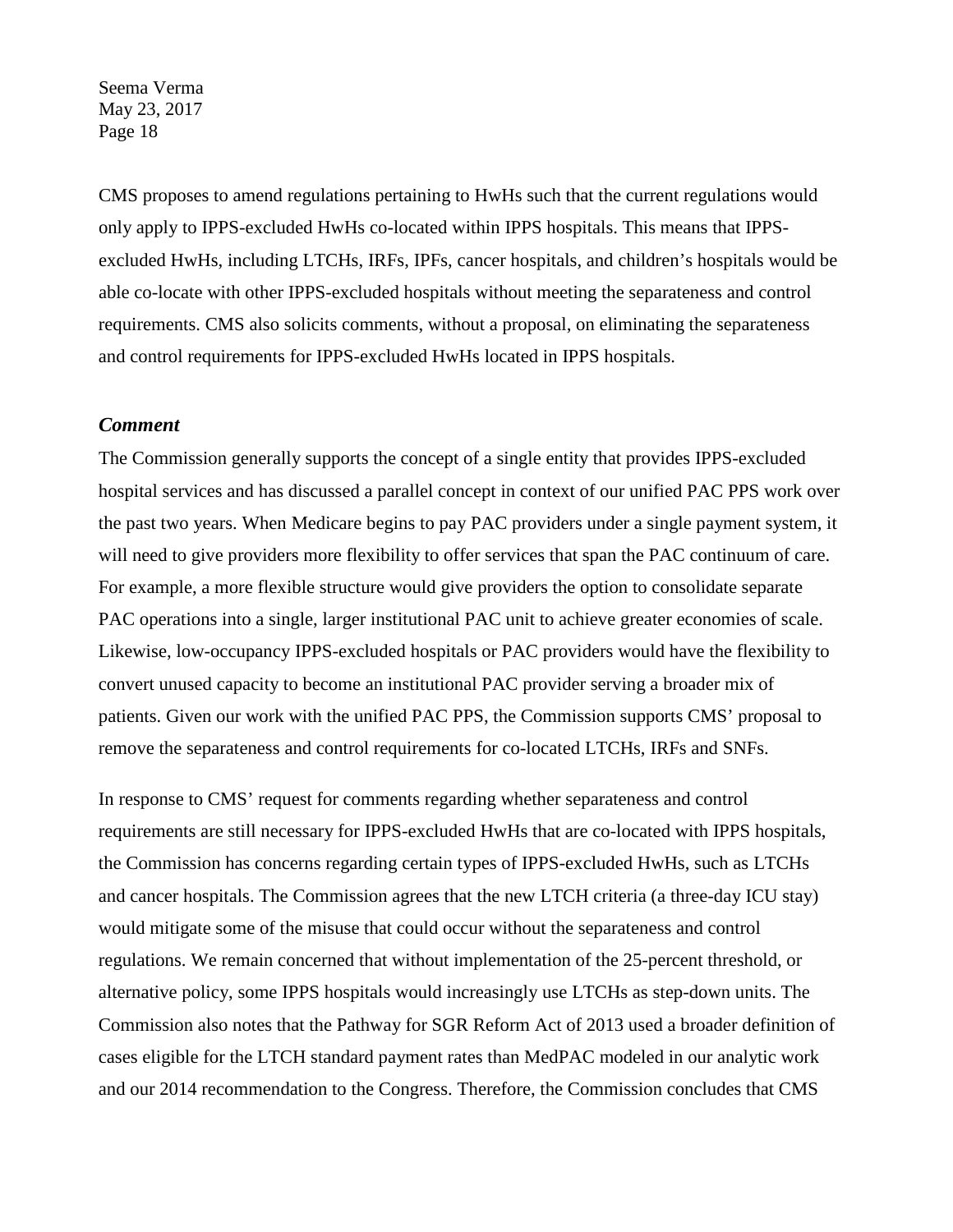CMS proposes to amend regulations pertaining to HwHs such that the current regulations would only apply to IPPS-excluded HwHs co-located within IPPS hospitals. This means that IPPS-excluded HwHs, including LTCHs, IRFs, IPFs, cancer hospitals, and children's hospitals would be able co-locate with other IPPS-excluded hospitals without meeting the separateness and control requirements. CMS also solicits comments, without a proposal, on eliminating the separateness and control requirements for IPPS-excluded HwHs located in IPPS hospitals.

### *Comment*

The Commission generally supports the concept of a single entity that provides IPPS-excluded hospital services and has discussed a parallel concept in context of our unified PAC PPS work over the past two years. When Medicare begins to pay PAC providers under a single payment system, it will need to give providers more flexibility to offer services that span the PAC continuum of care. For example, a more flexible structure would give providers the option to consolidate separate PAC operations into a single, larger institutional PAC unit to achieve greater economies of scale. Likewise, low-occupancy IPPS-excluded hospitals or PAC providers would have the flexibility to convert unused capacity to become an institutional PAC provider serving a broader mix of patients. Given our work with the unified PAC PPS, the Commission supports CMS' proposal to remove the separateness and control requirements for co-located LTCHs, IRFs and SNFs.

In response to CMS' request for comments regarding whether separateness and control requirements are still necessary for IPPS-excluded HwHs that are co-located with IPPS hospitals, the Commission has concerns regarding certain types of IPPS-excluded HwHs, such as LTCHs and cancer hospitals. The Commission agrees that the new LTCH criteria (a three-day ICU stay) would mitigate some of the misuse that could occur without the separateness and control regulations. We remain concerned that without implementation of the 25-percent threshold, or alternative policy, some IPPS hospitals would increasingly use LTCHs as step-down units. The Commission also notes that the Pathway for SGR Reform Act of 2013 used a broader definition of cases eligible for the LTCH standard payment rates than MedPAC modeled in our analytic work and our 2014 recommendation to the Congress. Therefore, the Commission concludes that CMS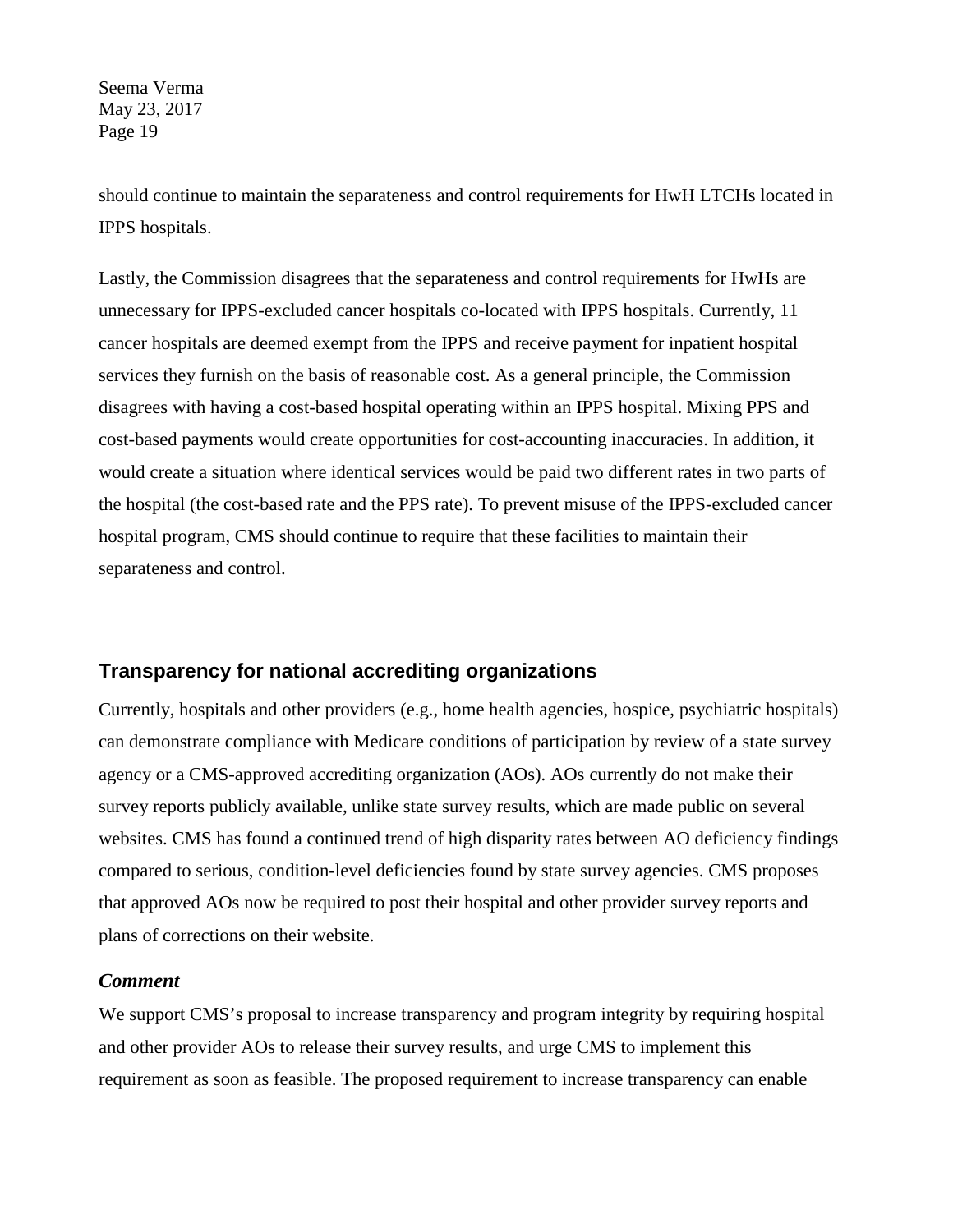should continue to maintain the separateness and control requirements for HwH LTCHs located in IPPS hospitals.

Lastly, the Commission disagrees that the separateness and control requirements for HwHs are unnecessary for IPPS-excluded cancer hospitals co-located with IPPS hospitals. Currently, 11 cancer hospitals are deemed exempt from the IPPS and receive payment for inpatient hospital services they furnish on the basis of reasonable cost. As a general principle, the Commission disagrees with having a cost-based hospital operating within an IPPS hospital. Mixing PPS and cost-based payments would create opportunities for cost-accounting inaccuracies. In addition, it would create a situation where identical services would be paid two different rates in two parts of the hospital (the cost-based rate and the PPS rate). To prevent misuse of the IPPS-excluded cancer hospital program, CMS should continue to require that these facilities to maintain their separateness and control.

## Transparency for national accrediting organizations

Currently, hospitals and other providers (e.g., home health agencies, hospice, psychiatric hospitals) can demonstrate compliance with Medicare conditions of participation by review of a state survey agency or a CMS-approved accrediting organization (AOs). AOs currently do not make their survey reports publicly available, unlike state survey results, which are made public on several websites. CMS has found a continued trend of high disparity rates between AO deficiency findings compared to serious, condition-level deficiencies found by state survey agencies. CMS proposes that approved AOs now be required to post their hospital and other provider survey reports and plans of corrections on their website.

### *Comment*

We support CMS's proposal to increase transparency and program integrity by requiring hospital and other provider AOs to release their survey results, and urge CMS to implement this requirement as soon as feasible. The proposed requirement to increase transparency can enable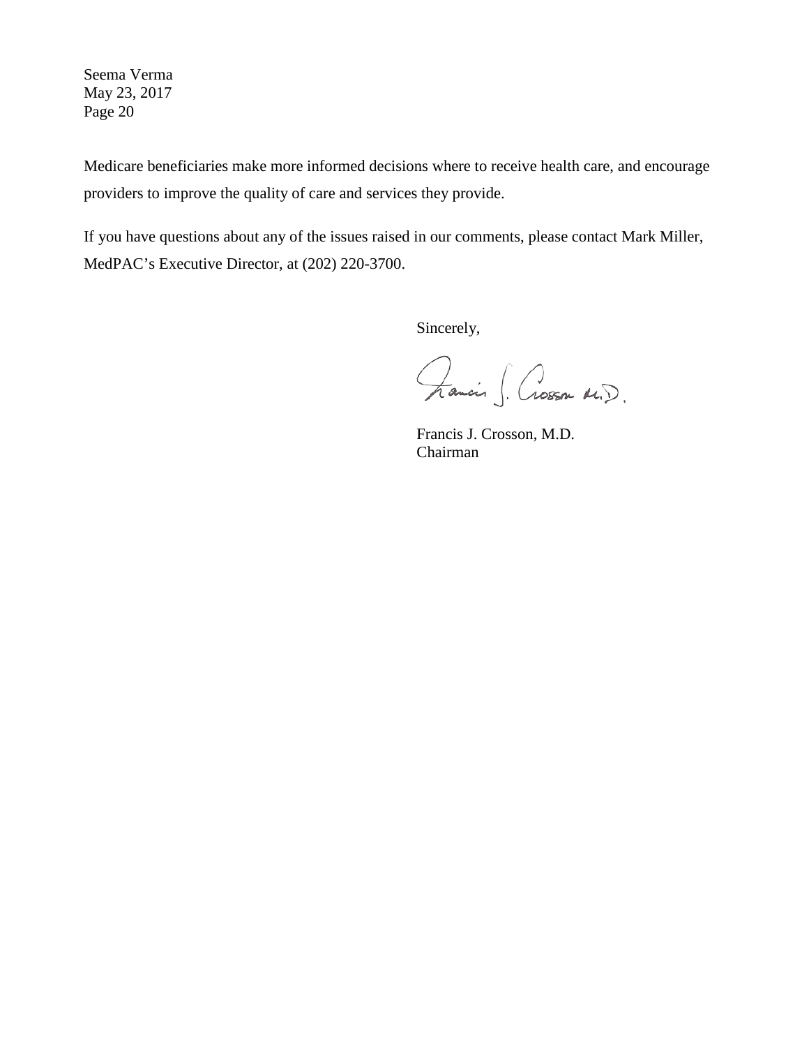Medicare beneficiaries make more informed decisions where to receive health care, and encourage providers to improve the quality of care and services they provide.

If you have questions about any of the issues raised in our comments, please contact Mark Miller, MedPAC's Executive Director, at (202) 220-3700.

Sincerely,

Francis J. Crosson, M.D.
Chairman